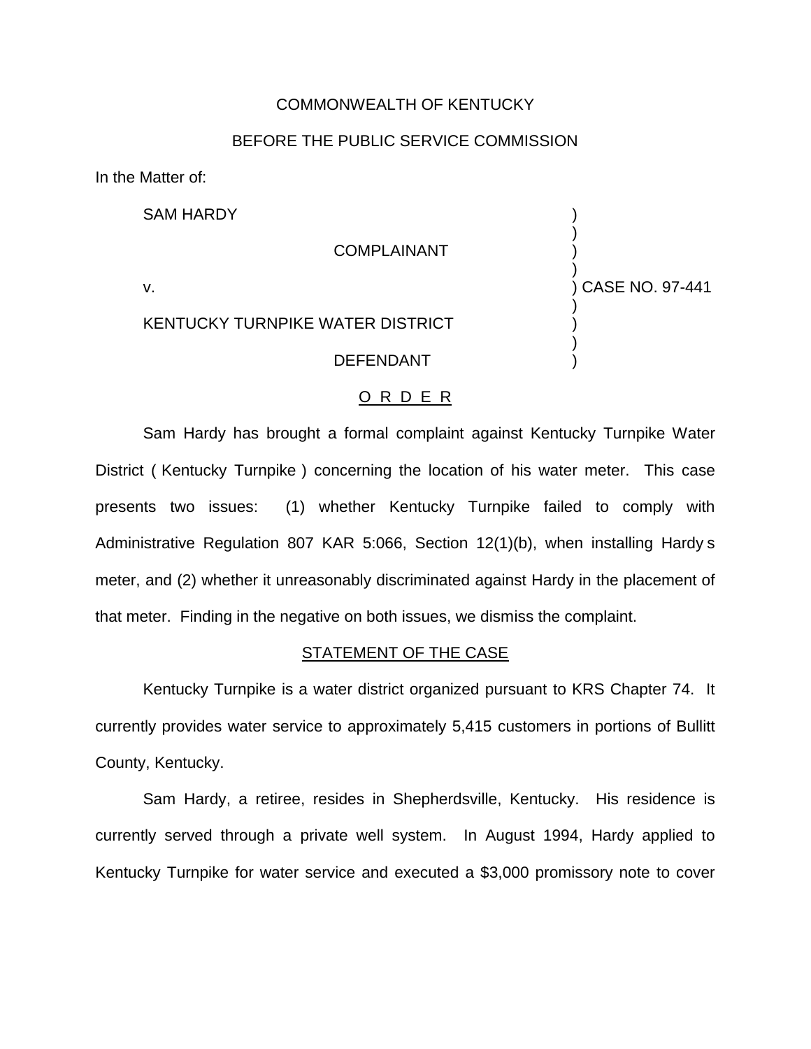COMMONWEALTH OF KENTUCKY

BEFORE THE PUBLIC SERVICE COMMISSION

In the Matter of:

| | | |
|---|---|---|
| SAM HARDY | ) | |
| | ) | |
| COMPLAINANT | ) | |
| | ) | |
| v. | ) | CASE NO. 97-441 |
| | ) | |
| KENTUCKY TURNPIKE WATER DISTRICT | ) | |
| | ) | |
| DEFENDANT | ) | |

O R D E R

Sam Hardy has brought a formal complaint against Kentucky Turnpike Water District ( Kentucky Turnpike ) concerning the location of his water meter. This case presents two issues: (1) whether Kentucky Turnpike failed to comply with Administrative Regulation 807 KAR 5:066, Section 12(1)(b), when installing Hardy s meter, and (2) whether it unreasonably discriminated against Hardy in the placement of that meter. Finding in the negative on both issues, we dismiss the complaint.

STATEMENT OF THE CASE

Kentucky Turnpike is a water district organized pursuant to KRS Chapter 74. It currently provides water service to approximately 5,415 customers in portions of Bullitt County, Kentucky.

Sam Hardy, a retiree, resides in Shepherdsville, Kentucky. His residence is currently served through a private well system. In August 1994, Hardy applied to Kentucky Turnpike for water service and executed a $3,000 promissory note to cover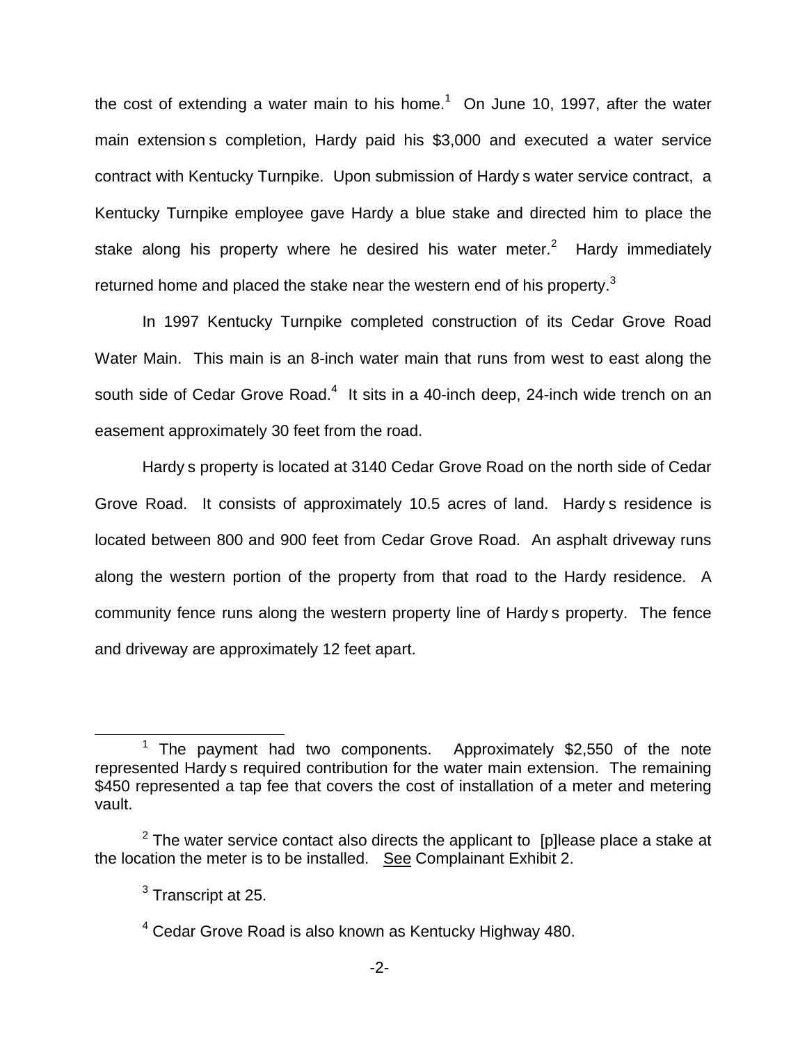the cost of extending a water main to his home.[1] On June 10, 1997, after the water main extension s completion, Hardy paid his $3,000 and executed a water service contract with Kentucky Turnpike. Upon submission of Hardy s water service contract, a Kentucky Turnpike employee gave Hardy a blue stake and directed him to place the stake along his property where he desired his water meter.[2] Hardy immediately returned home and placed the stake near the western end of his property.[3]

In 1997 Kentucky Turnpike completed construction of its Cedar Grove Road Water Main. This main is an 8-inch water main that runs from west to east along the south side of Cedar Grove Road.[4] It sits in a 40-inch deep, 24-inch wide trench on an easement approximately 30 feet from the road.

Hardy s property is located at 3140 Cedar Grove Road on the north side of Cedar Grove Road. It consists of approximately 10.5 acres of land. Hardy s residence is located between 800 and 900 feet from Cedar Grove Road. An asphalt driveway runs along the western portion of the property from that road to the Hardy residence. A community fence runs along the western property line of Hardy s property. The fence and driveway are approximately 12 feet apart.

---

[1] The payment had two components. Approximately $2,550 of the note represented Hardy s required contribution for the water main extension. The remaining $450 represented a tap fee that covers the cost of installation of a meter and metering vault.

[2] The water service contact also directs the applicant to [p]lease place a stake at the location the meter is to be installed. See Complainant Exhibit 2.

[3] Transcript at 25.

[4] Cedar Grove Road is also known as Kentucky Highway 480.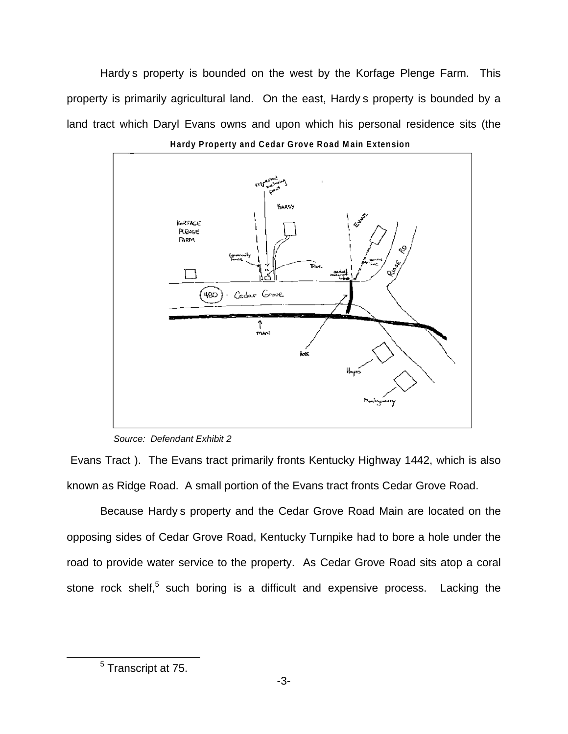Hardy s property is bounded on the west by the Korfage Plenge Farm. This property is primarily agricultural land. On the east, Hardy s property is bounded by a land tract which Daryl Evans owns and upon which his personal residence sits (the Evans Tract ). The Evans tract primarily fronts Kentucky Highway 1442, which is also known as Ridge Road. A small portion of the Evans tract fronts Cedar Grove Road.

**Hardy Property and Cedar Grove Road Main Extension**

*Source: Defendant Exhibit 2*

Because Hardy s property and the Cedar Grove Road Main are located on the opposing sides of Cedar Grove Road, Kentucky Turnpike had to bore a hole under the road to provide water service to the property. As Cedar Grove Road sits atop a coral stone rock shelf,[5] such boring is a difficult and expensive process. Lacking the

---

[5] Transcript at 75.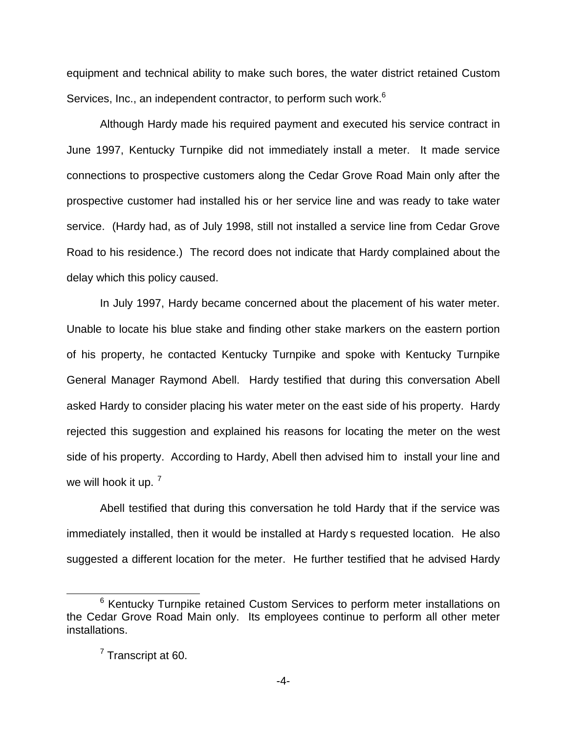equipment and technical ability to make such bores, the water district retained Custom Services, Inc., an independent contractor, to perform such work.[6]

Although Hardy made his required payment and executed his service contract in June 1997, Kentucky Turnpike did not immediately install a meter. It made service connections to prospective customers along the Cedar Grove Road Main only after the prospective customer had installed his or her service line and was ready to take water service. (Hardy had, as of July 1998, still not installed a service line from Cedar Grove Road to his residence.) The record does not indicate that Hardy complained about the delay which this policy caused.

In July 1997, Hardy became concerned about the placement of his water meter. Unable to locate his blue stake and finding other stake markers on the eastern portion of his property, he contacted Kentucky Turnpike and spoke with Kentucky Turnpike General Manager Raymond Abell. Hardy testified that during this conversation Abell asked Hardy to consider placing his water meter on the east side of his property. Hardy rejected this suggestion and explained his reasons for locating the meter on the west side of his property. According to Hardy, Abell then advised him to install your line and we will hook it up. [7]

Abell testified that during this conversation he told Hardy that if the service was immediately installed, then it would be installed at Hardy s requested location. He also suggested a different location for the meter. He further testified that he advised Hardy

---

[6] Kentucky Turnpike retained Custom Services to perform meter installations on the Cedar Grove Road Main only. Its employees continue to perform all other meter installations.

[7] Transcript at 60.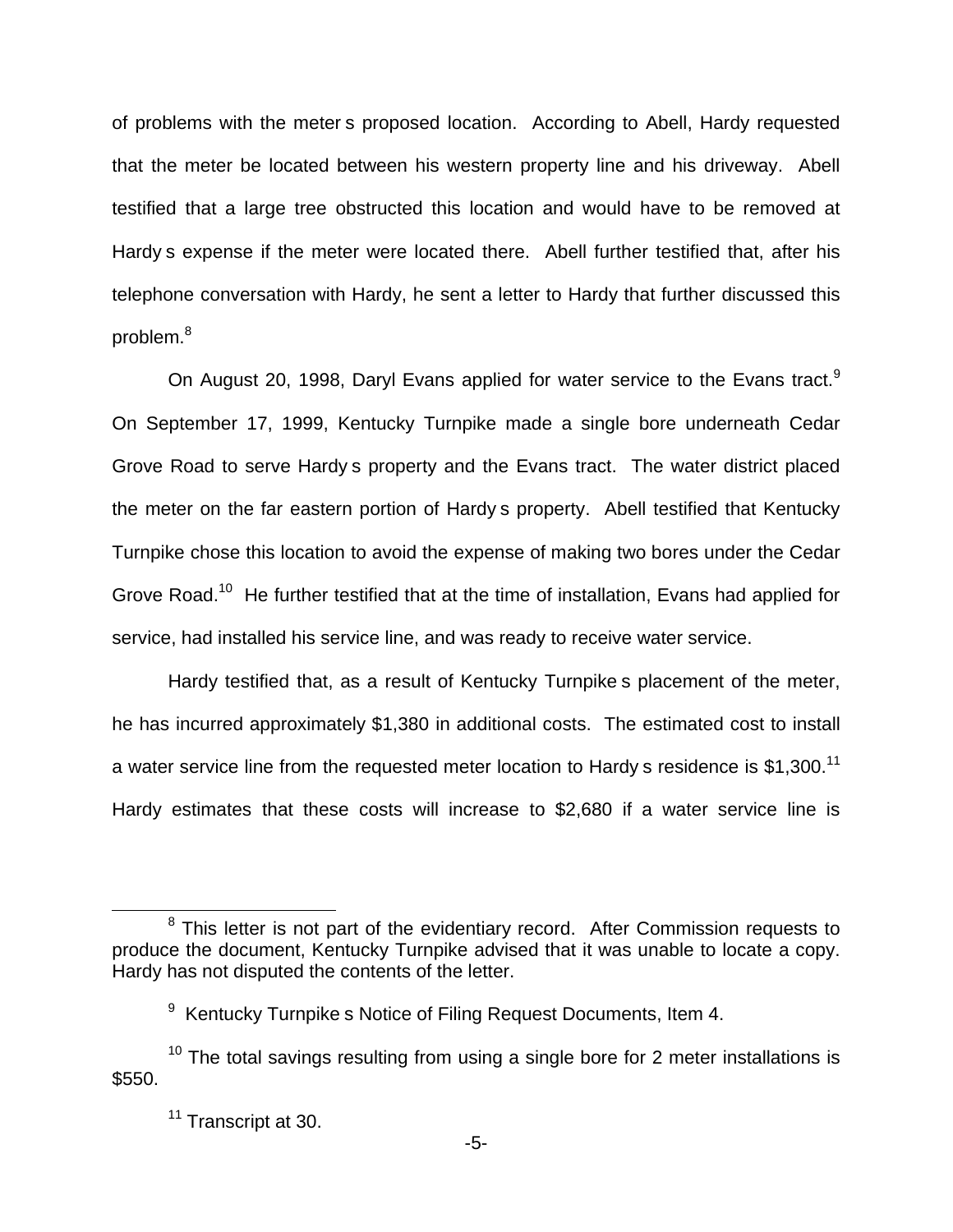of problems with the meter s proposed location. According to Abell, Hardy requested that the meter be located between his western property line and his driveway. Abell testified that a large tree obstructed this location and would have to be removed at Hardy s expense if the meter were located there. Abell further testified that, after his telephone conversation with Hardy, he sent a letter to Hardy that further discussed this problem.[8]

On August 20, 1998, Daryl Evans applied for water service to the Evans tract.[9] On September 17, 1999, Kentucky Turnpike made a single bore underneath Cedar Grove Road to serve Hardy s property and the Evans tract. The water district placed the meter on the far eastern portion of Hardy s property. Abell testified that Kentucky Turnpike chose this location to avoid the expense of making two bores under the Cedar Grove Road.[10] He further testified that at the time of installation, Evans had applied for service, had installed his service line, and was ready to receive water service.

Hardy testified that, as a result of Kentucky Turnpike s placement of the meter, he has incurred approximately $1,380 in additional costs. The estimated cost to install a water service line from the requested meter location to Hardy s residence is $1,300.[11] Hardy estimates that these costs will increase to $2,680 if a water service line is

---

[8] This letter is not part of the evidentiary record. After Commission requests to produce the document, Kentucky Turnpike advised that it was unable to locate a copy. Hardy has not disputed the contents of the letter.

[9] Kentucky Turnpike s Notice of Filing Request Documents, Item 4.

[10] The total savings resulting from using a single bore for 2 meter installations is $550.

[11] Transcript at 30.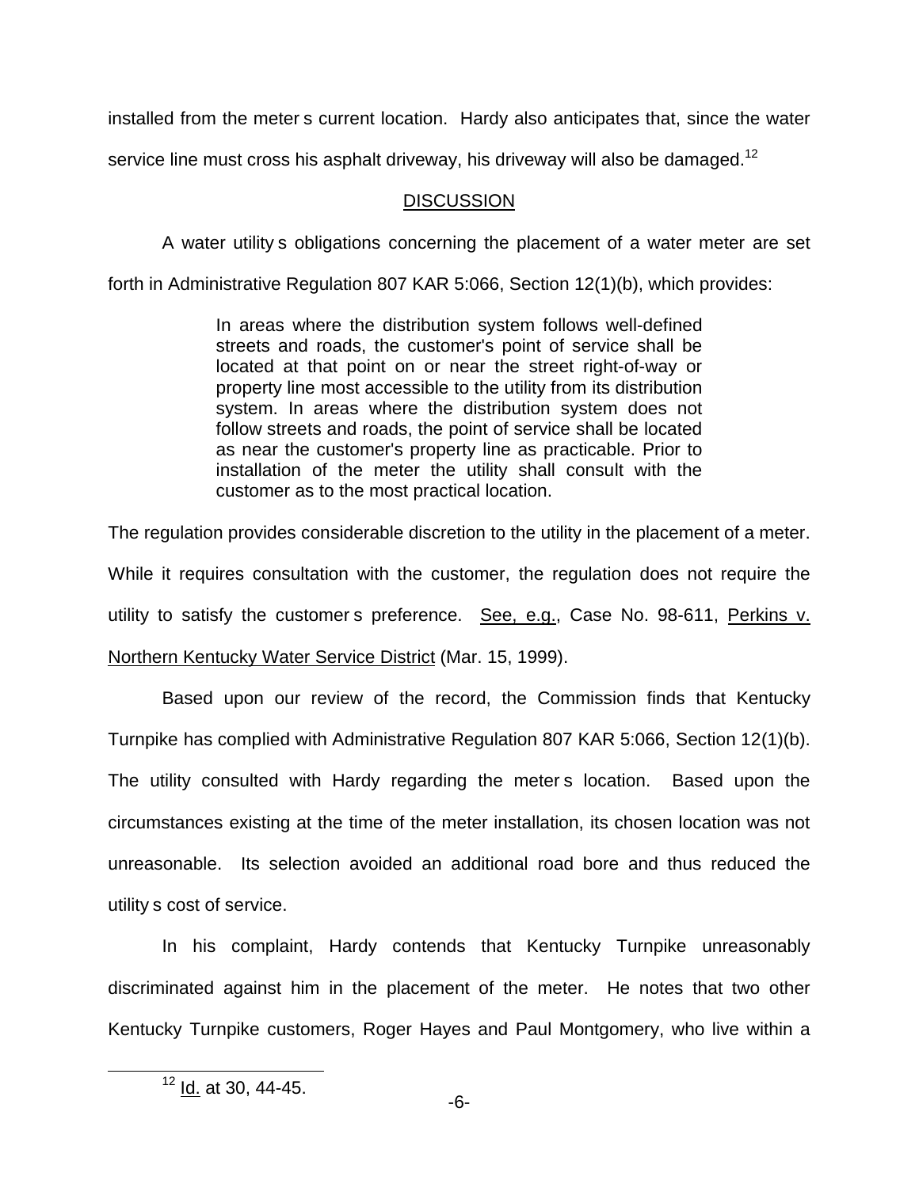installed from the meter s current location. Hardy also anticipates that, since the water service line must cross his asphalt driveway, his driveway will also be damaged.[12]

## DISCUSSION

A water utility s obligations concerning the placement of a water meter are set forth in Administrative Regulation 807 KAR 5:066, Section 12(1)(b), which provides:

> In areas where the distribution system follows well-defined streets and roads, the customer's point of service shall be located at that point on or near the street right-of-way or property line most accessible to the utility from its distribution system. In areas where the distribution system does not follow streets and roads, the point of service shall be located as near the customer's property line as practicable. Prior to installation of the meter the utility shall consult with the customer as to the most practical location.

The regulation provides considerable discretion to the utility in the placement of a meter. While it requires consultation with the customer, the regulation does not require the utility to satisfy the customer s preference. See, e.g., Case No. 98-611, Perkins v. Northern Kentucky Water Service District (Mar. 15, 1999).

Based upon our review of the record, the Commission finds that Kentucky Turnpike has complied with Administrative Regulation 807 KAR 5:066, Section 12(1)(b). The utility consulted with Hardy regarding the meter s location. Based upon the circumstances existing at the time of the meter installation, its chosen location was not unreasonable. Its selection avoided an additional road bore and thus reduced the utility s cost of service.

In his complaint, Hardy contends that Kentucky Turnpike unreasonably discriminated against him in the placement of the meter. He notes that two other Kentucky Turnpike customers, Roger Hayes and Paul Montgomery, who live within a

[12] Id. at 30, 44-45.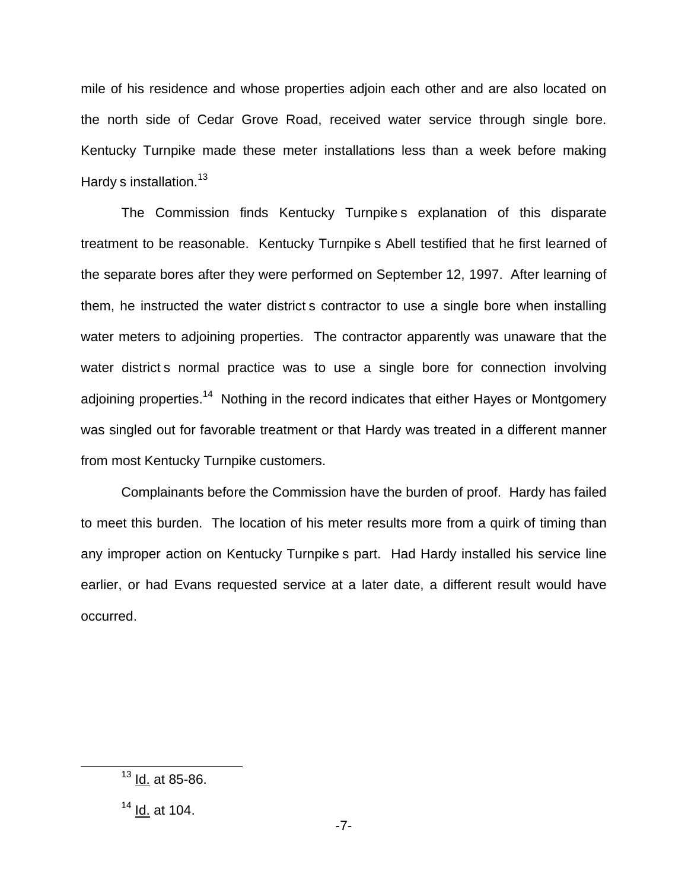mile of his residence and whose properties adjoin each other and are also located on the north side of Cedar Grove Road, received water service through single bore. Kentucky Turnpike made these meter installations less than a week before making Hardy s installation.[13]

The Commission finds Kentucky Turnpike s explanation of this disparate treatment to be reasonable. Kentucky Turnpike s Abell testified that he first learned of the separate bores after they were performed on September 12, 1997. After learning of them, he instructed the water district s contractor to use a single bore when installing water meters to adjoining properties. The contractor apparently was unaware that the water district s normal practice was to use a single bore for connection involving adjoining properties.[14] Nothing in the record indicates that either Hayes or Montgomery was singled out for favorable treatment or that Hardy was treated in a different manner from most Kentucky Turnpike customers.

Complainants before the Commission have the burden of proof. Hardy has failed to meet this burden. The location of his meter results more from a quirk of timing than any improper action on Kentucky Turnpike s part. Had Hardy installed his service line earlier, or had Evans requested service at a later date, a different result would have occurred.

---

[13] Id. at 85-86.

[14] Id. at 104.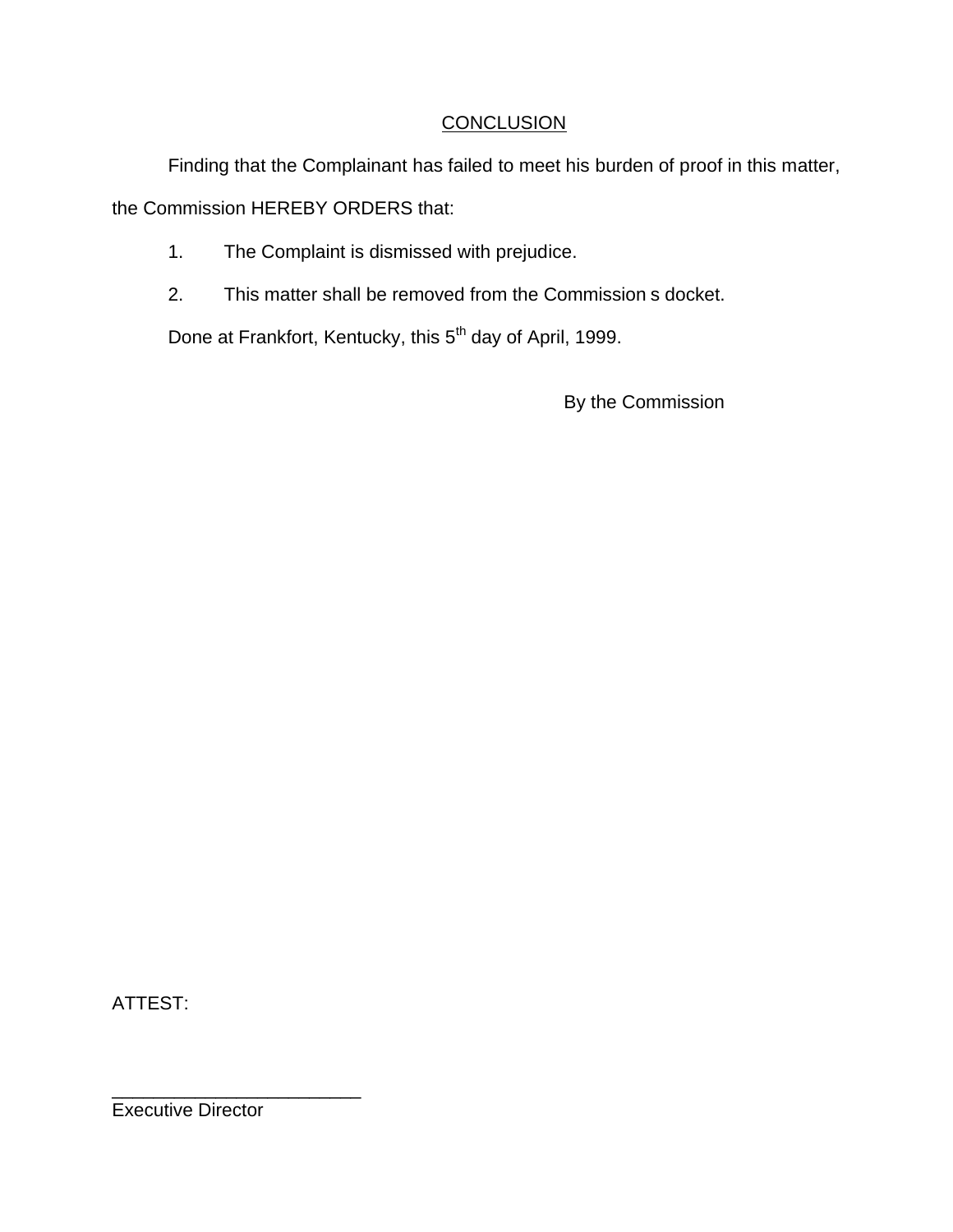## CONCLUSION

Finding that the Complainant has failed to meet his burden of proof in this matter, the Commission HEREBY ORDERS that:

1. The Complaint is dismissed with prejudice.
2. This matter shall be removed from the Commission s docket.

Done at Frankfort, Kentucky, this 5th day of April, 1999.

By the Commission

ATTEST:

________________________
Executive Director